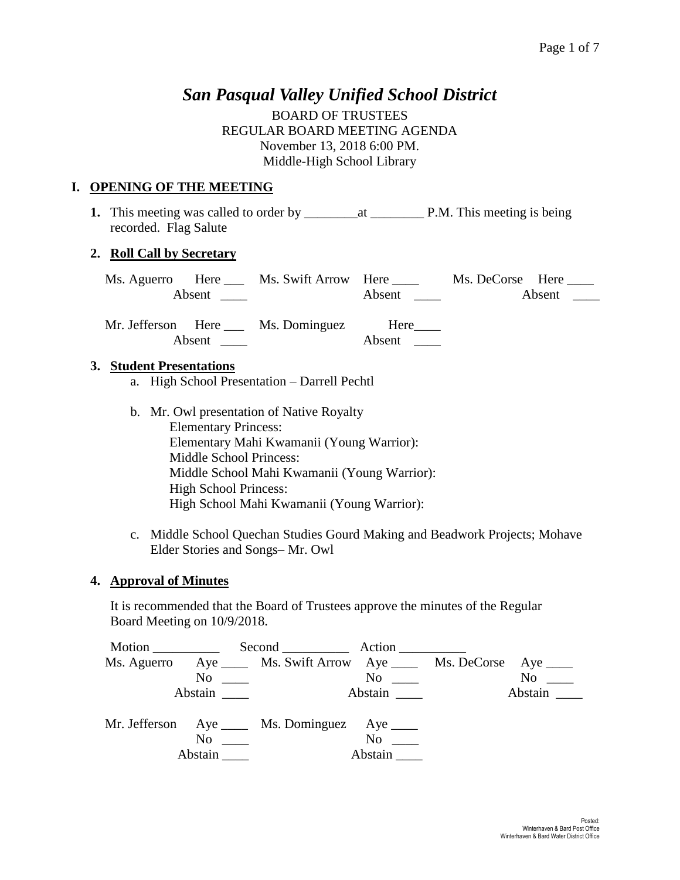# *San Pasqual Valley Unified School District*

BOARD OF TRUSTEES
REGULAR BOARD MEETING AGENDA
November 13, 2018 6:00 PM.
Middle-High School Library

## I. OPENING OF THE MEETING

**1.** This meeting was called to order by ________at ________ P.M. This meeting is being recorded. Flag Salute

### 2. Roll Call by Secretary

Ms. Aguerro Here ___ Absent ____ Ms. Swift Arrow Here ____ Absent ____ Ms. DeCorse Here ____ Absent ____

Mr. Jefferson Here ___ Absent ____ Ms. Dominguez Here____ Absent ____

### 3. Student Presentations

a. High School Presentation – Darrell Pechtl

b. Mr. Owl presentation of Native Royalty
   - Elementary Princess:
   - Elementary Mahi Kwamanii (Young Warrior):
   - Middle School Princess:
   - Middle School Mahi Kwamanii (Young Warrior):
   - High School Princess:
   - High School Mahi Kwamanii (Young Warrior):

c. Middle School Quechan Studies Gourd Making and Beadwork Projects; Mohave Elder Stories and Songs– Mr. Owl

### 4. Approval of Minutes

It is recommended that the Board of Trustees approve the minutes of the Regular Board Meeting on 10/9/2018.

Motion __________ Second __________ Action __________

Ms. Aguerro Aye ____ No ____ Abstain ____ Ms. Swift Arrow Aye ____ No ____ Abstain ____ Ms. DeCorse Aye ____ No ____ Abstain ____

Mr. Jefferson Aye ____ No ____ Abstain ____ Ms. Dominguez Aye ____ No ____ Abstain ____

Posted:
Winterhaven & Bard Post Office
Winterhaven & Bard Water District Office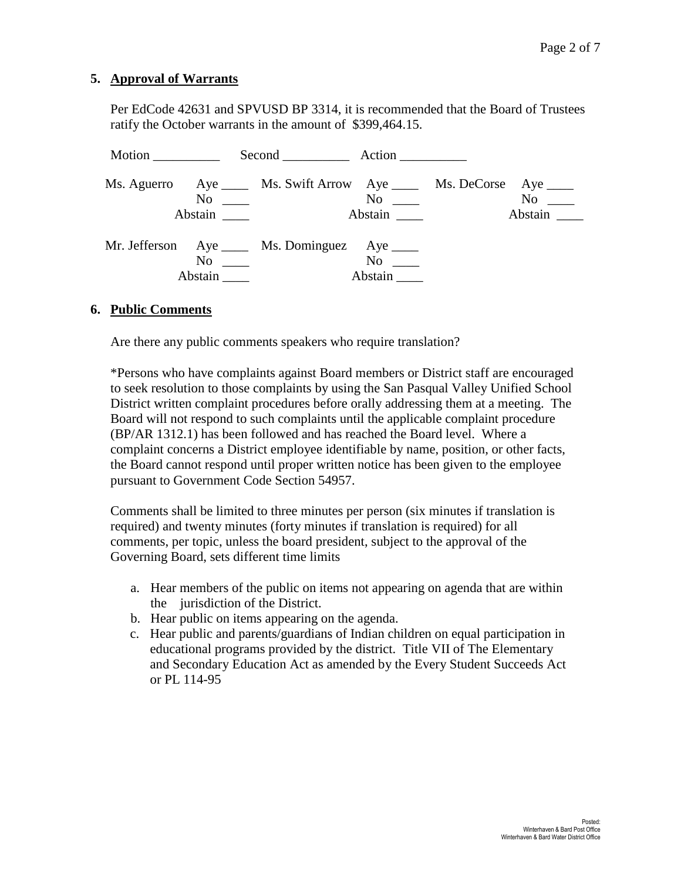## 5. Approval of Warrants

Per EdCode 42631 and SPVUSD BP 3314, it is recommended that the Board of Trustees ratify the October warrants in the amount of $399,464.15.

Motion __________ Second __________ Action __________

| | | | | | |
|---|---|---|---|---|---|
| Ms. Aguerro | Aye ____<br>No ____<br>Abstain ____ | Ms. Swift Arrow | Aye ____<br>No ____<br>Abstain ____ | Ms. DeCorse | Aye ____<br>No ____<br>Abstain ____ |
| Mr. Jefferson | Aye ____<br>No ____<br>Abstain ____ | Ms. Dominguez | Aye ____<br>No ____<br>Abstain ____ | | |

## 6. Public Comments

Are there any public comments speakers who require translation?

*Persons who have complaints against Board members or District staff are encouraged to seek resolution to those complaints by using the San Pasqual Valley Unified School District written complaint procedures before orally addressing them at a meeting. The Board will not respond to such complaints until the applicable complaint procedure (BP/AR 1312.1) has been followed and has reached the Board level. Where a complaint concerns a District employee identifiable by name, position, or other facts, the Board cannot respond until proper written notice has been given to the employee pursuant to Government Code Section 54957.

Comments shall be limited to three minutes per person (six minutes if translation is required) and twenty minutes (forty minutes if translation is required) for all comments, per topic, unless the board president, subject to the approval of the Governing Board, sets different time limits

a. Hear members of the public on items not appearing on agenda that are within the jurisdiction of the District.
b. Hear public on items appearing on the agenda.
c. Hear public and parents/guardians of Indian children on equal participation in educational programs provided by the district. Title VII of The Elementary and Secondary Education Act as amended by the Every Student Succeeds Act or PL 114-95

Posted:
Winterhaven & Bard Post Office
Winterhaven & Bard Water District Office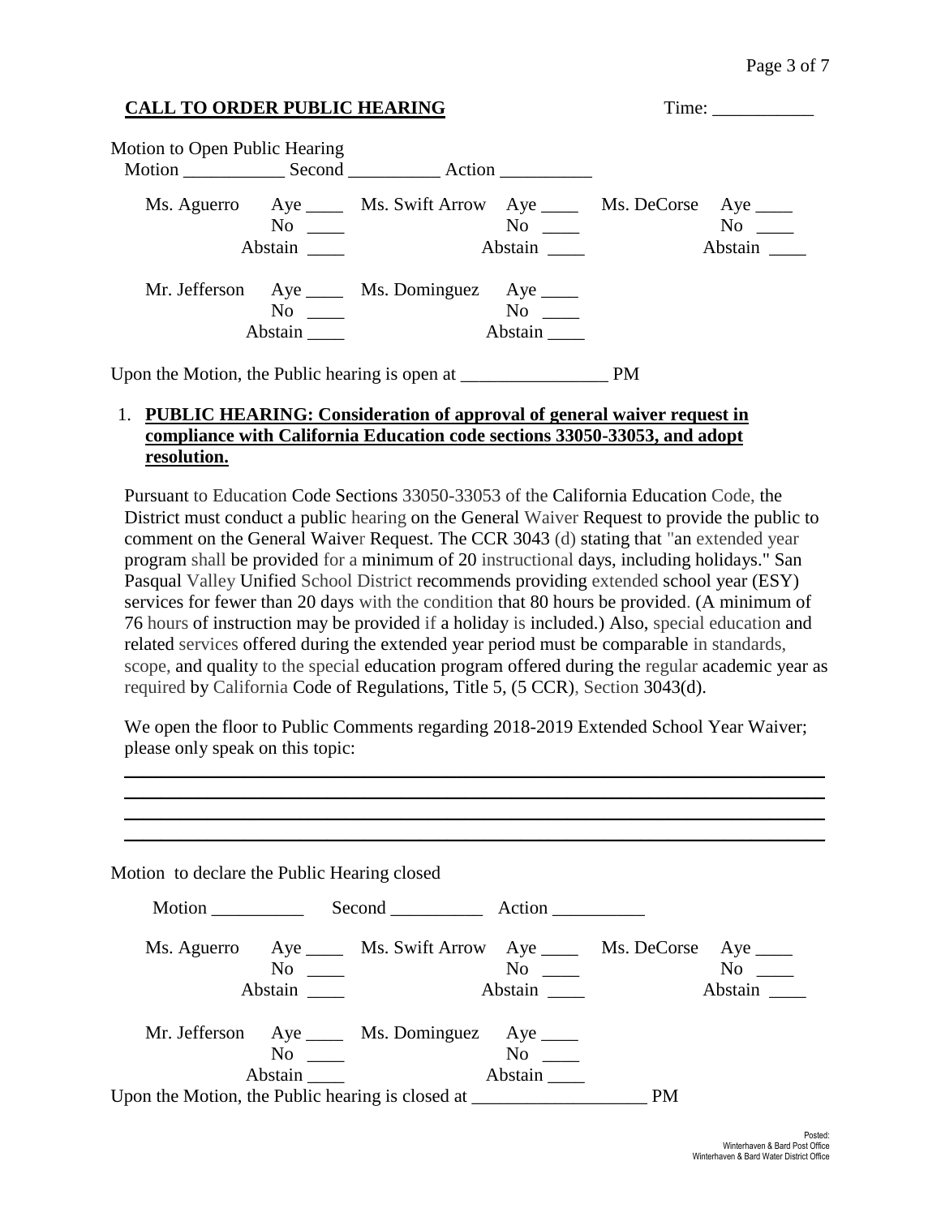**CALL TO ORDER PUBLIC HEARING** Time: ___________

Motion to Open Public Hearing
Motion ___________ Second __________ Action __________

| | | | | | |
|---|---|---|---|---|---|
| Ms. Aguerro | Aye ____ | Ms. Swift Arrow | Aye ____ | Ms. DeCorse | Aye ____ |
| | No ____ | | No ____ | | No ____ |
| | Abstain ____ | | Abstain ____ | | Abstain ____ |
| Mr. Jefferson | Aye ____ | Ms. Dominguez | Aye ____ | | |
| | No ____ | | No ____ | | |
| | Abstain ____ | | Abstain ____ | | |

Upon the Motion, the Public hearing is open at ________________ PM

1. **PUBLIC HEARING: Consideration of approval of general waiver request in compliance with California Education code sections 33050-33053, and adopt resolution.**

Pursuant to Education Code Sections 33050-33053 of the California Education Code, the District must conduct a public hearing on the General Waiver Request to provide the public to comment on the General Waiver Request. The CCR 3043 (d) stating that "an extended year program shall be provided for a minimum of 20 instructional days, including holidays." San Pasqual Valley Unified School District recommends providing extended school year (ESY) services for fewer than 20 days with the condition that 80 hours be provided. (A minimum of 76 hours of instruction may be provided if a holiday is included.) Also, special education and related services offered during the extended year period must be comparable in standards, scope, and quality to the special education program offered during the regular academic year as required by California Code of Regulations, Title 5, (5 CCR), Section 3043(d).

We open the floor to Public Comments regarding 2018-2019 Extended School Year Waiver; please only speak on this topic:

______________________________________________________________________________
______________________________________________________________________________
______________________________________________________________________________
______________________________________________________________________________

Motion to declare the Public Hearing closed

Motion __________ Second __________ Action __________

| | | | | | |
|---|---|---|---|---|---|
| Ms. Aguerro | Aye ____ | Ms. Swift Arrow | Aye ____ | Ms. DeCorse | Aye ____ |
| | No ____ | | No ____ | | No ____ |
| | Abstain ____ | | Abstain ____ | | Abstain ____ |
| Mr. Jefferson | Aye ____ | Ms. Dominguez | Aye ____ | | |
| | No ____ | | No ____ | | |
| | Abstain ____ | | Abstain ____ | | |

Upon the Motion, the Public hearing is closed at ___________________ PM

Posted:
Winterhaven & Bard Post Office
Winterhaven & Bard Water District Office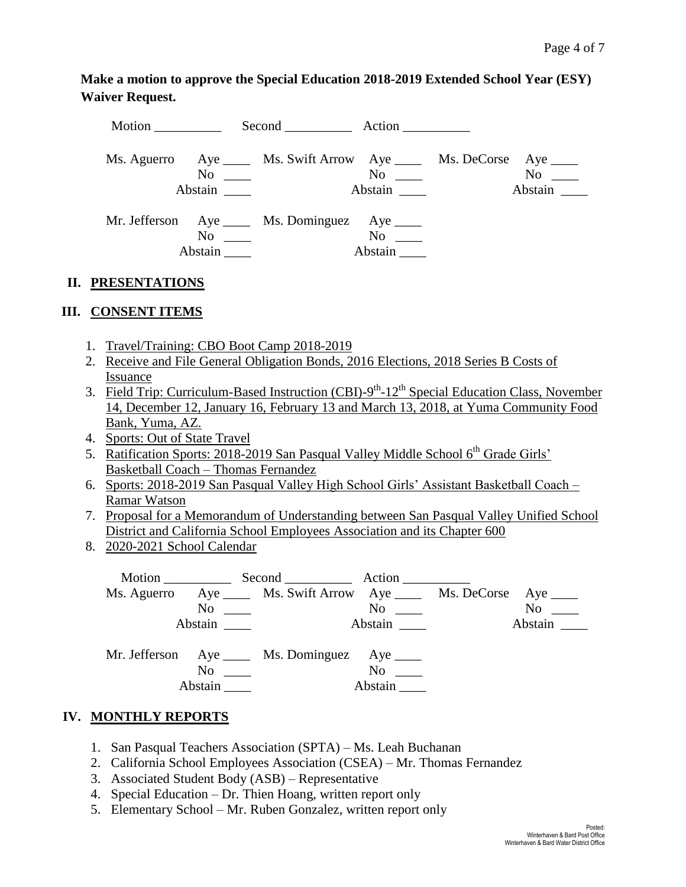**Make a motion to approve the Special Education 2018-2019 Extended School Year (ESY) Waiver Request.**

Motion __________ Second __________ Action __________

| | | | | | |
|---|---|---|---|---|---|
| Ms. Aguerro | Aye ____ | Ms. Swift Arrow | Aye ____ | Ms. DeCorse | Aye ____ |
| | No ____ | | No ____ | | No ____ |
| | Abstain ____ | | Abstain ____ | | Abstain ____ |
| Mr. Jefferson | Aye ____ | Ms. Dominguez | Aye ____ | | |
| | No ____ | | No ____ | | |
| | Abstain ____ | | Abstain ____ | | |

## II. PRESENTATIONS

## III. CONSENT ITEMS

1. Travel/Training: CBO Boot Camp 2018-2019
2. Receive and File General Obligation Bonds, 2016 Elections, 2018 Series B Costs of Issuance
3. Field Trip: Curriculum-Based Instruction (CBI)-9th-12th Special Education Class, November 14, December 12, January 16, February 13 and March 13, 2018, at Yuma Community Food Bank, Yuma, AZ.
4. Sports: Out of State Travel
5. Ratification Sports: 2018-2019 San Pasqual Valley Middle School 6th Grade Girls' Basketball Coach – Thomas Fernandez
6. Sports: 2018-2019 San Pasqual Valley High School Girls' Assistant Basketball Coach – Ramar Watson
7. Proposal for a Memorandum of Understanding between San Pasqual Valley Unified School District and California School Employees Association and its Chapter 600
8. 2020-2021 School Calendar

Motion __________ Second __________ Action __________

| | | | | | |
|---|---|---|---|---|---|
| Ms. Aguerro | Aye ____ | Ms. Swift Arrow | Aye ____ | Ms. DeCorse | Aye ____ |
| | No ____ | | No ____ | | No ____ |
| | Abstain ____ | | Abstain ____ | | Abstain ____ |
| Mr. Jefferson | Aye ____ | Ms. Dominguez | Aye ____ | | |
| | No ____ | | No ____ | | |
| | Abstain ____ | | Abstain ____ | | |

## IV. MONTHLY REPORTS

1. San Pasqual Teachers Association (SPTA) – Ms. Leah Buchanan
2. California School Employees Association (CSEA) – Mr. Thomas Fernandez
3. Associated Student Body (ASB) – Representative
4. Special Education – Dr. Thien Hoang, written report only
5. Elementary School – Mr. Ruben Gonzalez, written report only

Posted:
Winterhaven & Bard Post Office
Winterhaven & Bard Water District Office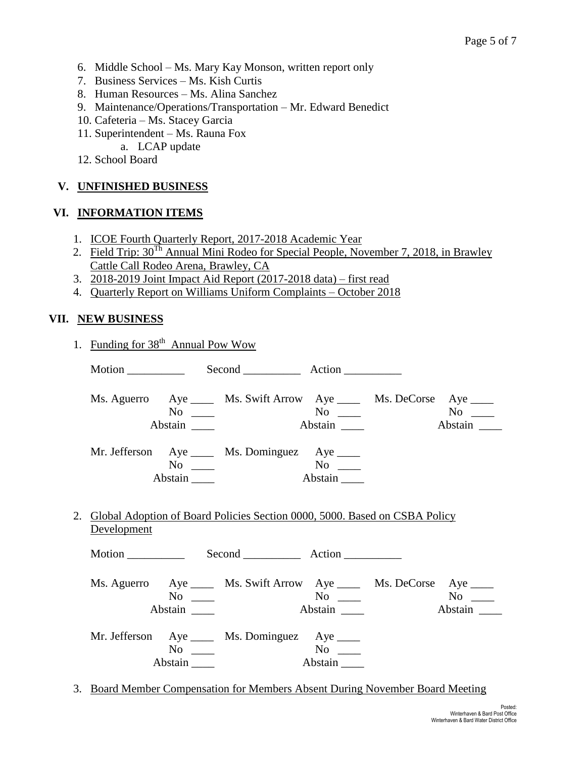6. Middle School – Ms. Mary Kay Monson, written report only
7. Business Services – Ms. Kish Curtis
8. Human Resources – Ms. Alina Sanchez
9. Maintenance/Operations/Transportation – Mr. Edward Benedict
10. Cafeteria – Ms. Stacey Garcia
11. Superintendent – Ms. Rauna Fox
    a. LCAP update
12. School Board

## V. UNFINISHED BUSINESS

## VI. INFORMATION ITEMS

1. ICOE Fourth Quarterly Report, 2017-2018 Academic Year
2. Field Trip: 30Th Annual Mini Rodeo for Special People, November 7, 2018, in Brawley Cattle Call Rodeo Arena, Brawley, CA
3. 2018-2019 Joint Impact Aid Report (2017-2018 data) – first read
4. Quarterly Report on Williams Uniform Complaints – October 2018

## VII. NEW BUSINESS

1. Funding for 38th Annual Pow Wow

   Motion __________ Second __________ Action __________

   Ms. Aguerro Aye ____ No ____ Abstain ____
   Ms. Swift Arrow Aye ____ No ____ Abstain ____
   Ms. DeCorse Aye ____ No ____ Abstain ____
   Mr. Jefferson Aye ____ No ____ Abstain ____
   Ms. Dominguez Aye ____ No ____ Abstain ____

2. Global Adoption of Board Policies Section 0000, 5000. Based on CSBA Policy Development

   Motion __________ Second __________ Action __________

   Ms. Aguerro Aye ____ No ____ Abstain ____
   Ms. Swift Arrow Aye ____ No ____ Abstain ____
   Ms. DeCorse Aye ____ No ____ Abstain ____
   Mr. Jefferson Aye ____ No ____ Abstain ____
   Ms. Dominguez Aye ____ No ____ Abstain ____

3. Board Member Compensation for Members Absent During November Board Meeting

Posted:
Winterhaven & Bard Post Office
Winterhaven & Bard Water District Office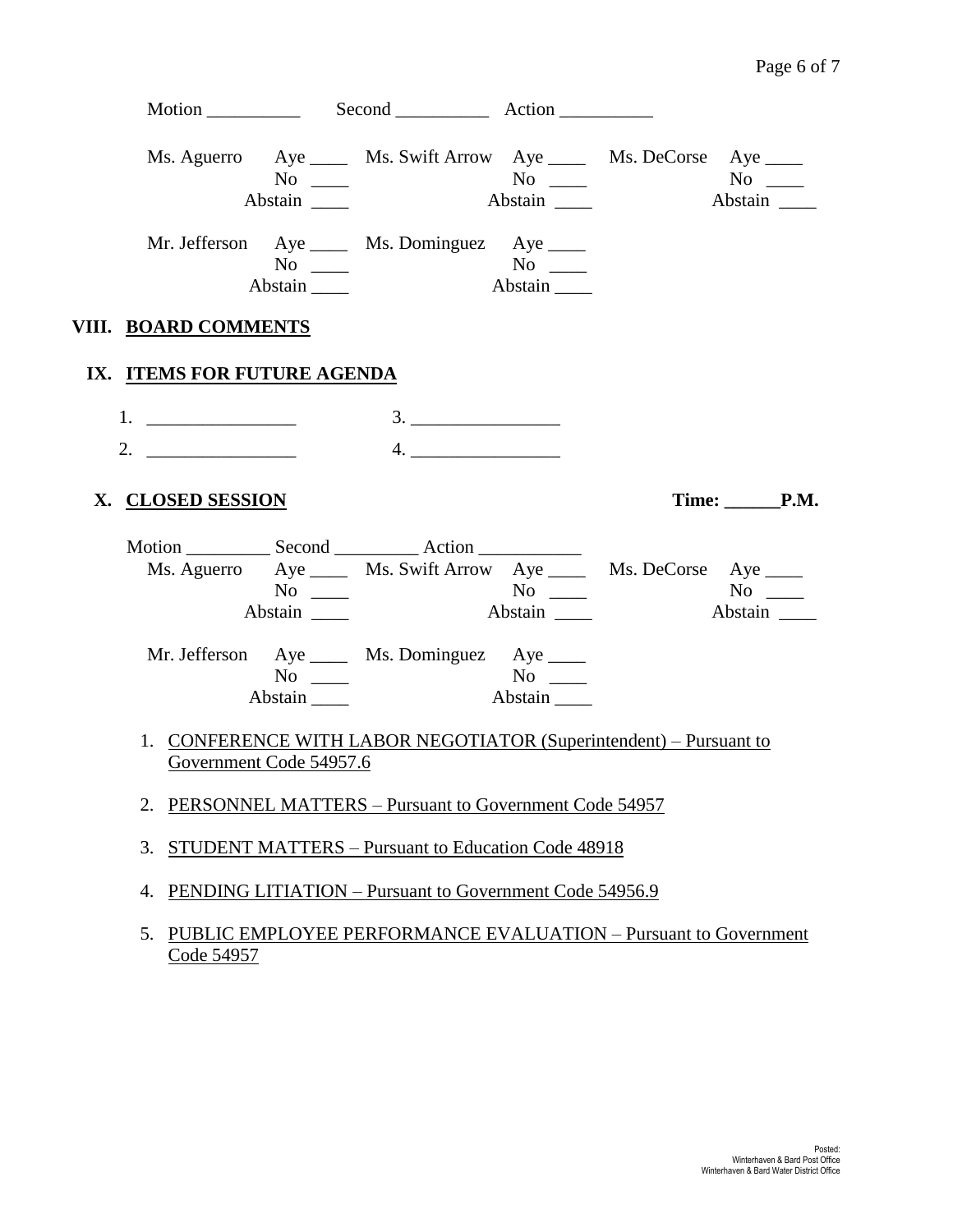Motion __________ Second __________ Action __________

| | | | | | |
|---|---|---|---|---|---|
| Ms. Aguerro | Aye ____ No ____ Abstain ____ | Ms. Swift Arrow | Aye ____ No ____ Abstain ____ | Ms. DeCorse | Aye ____ No ____ Abstain ____ |
| Mr. Jefferson | Aye ____ No ____ Abstain ____ | Ms. Dominguez | Aye ____ No ____ Abstain ____ | | |

## VIII. BOARD COMMENTS

## IX. ITEMS FOR FUTURE AGENDA

1. ________________ 3. ________________
2. ________________ 4. ________________

## X. CLOSED SESSION

**Time: ______P.M.**

Motion _________ Second _________ Action ___________

| | | | | | |
|---|---|---|---|---|---|
| Ms. Aguerro | Aye ____ No ____ Abstain ____ | Ms. Swift Arrow | Aye ____ No ____ Abstain ____ | Ms. DeCorse | Aye ____ No ____ Abstain ____ |
| Mr. Jefferson | Aye ____ No ____ Abstain ____ | Ms. Dominguez | Aye ____ No ____ Abstain ____ | | |

1. CONFERENCE WITH LABOR NEGOTIATOR (Superintendent) – Pursuant to Government Code 54957.6
2. PERSONNEL MATTERS – Pursuant to Government Code 54957
3. STUDENT MATTERS – Pursuant to Education Code 48918
4. PENDING LITIATION – Pursuant to Government Code 54956.9
5. PUBLIC EMPLOYEE PERFORMANCE EVALUATION – Pursuant to Government Code 54957

Posted:
Winterhaven & Bard Post Office
Winterhaven & Bard Water District Office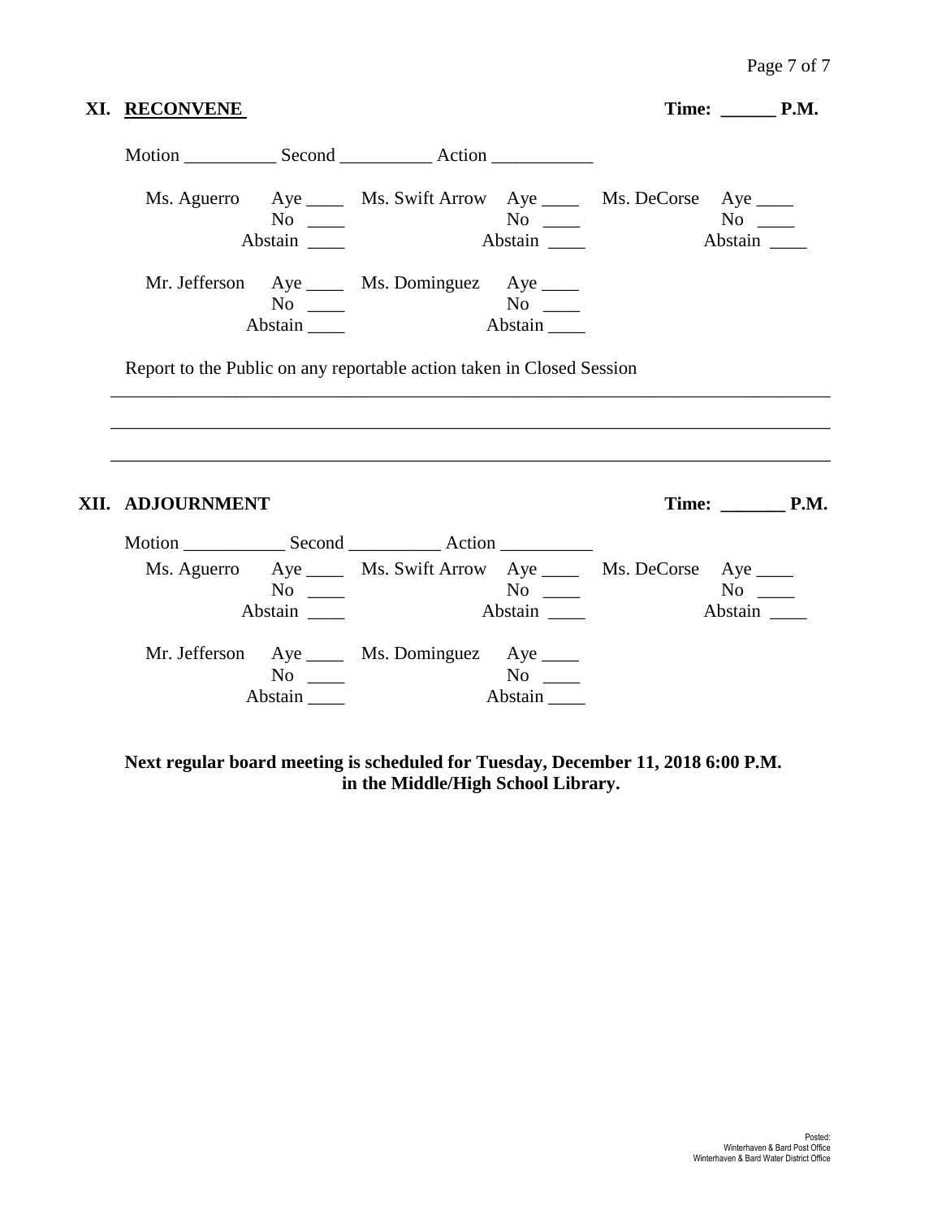## XI. RECONVENE Time: ______ P.M.

Motion __________ Second __________ Action ___________

| | | | | | |
|---|---|---|---|---|---|
| Ms. Aguerro | Aye ____ No ____ Abstain ____ | Ms. Swift Arrow | Aye ____ No ____ Abstain ____ | Ms. DeCorse | Aye ____ No ____ Abstain ____ |
| Mr. Jefferson | Aye ____ No ____ Abstain ____ | Ms. Dominguez | Aye ____ No ____ Abstain ____ | | |

Report to the Public on any reportable action taken in Closed Session

_______________________________________________________________________________

_______________________________________________________________________________

_______________________________________________________________________________

## XII. ADJOURNMENT Time: _______ P.M.

Motion ___________ Second __________ Action __________

| | | | | | |
|---|---|---|---|---|---|
| Ms. Aguerro | Aye ____ No ____ Abstain ____ | Ms. Swift Arrow | Aye ____ No ____ Abstain ____ | Ms. DeCorse | Aye ____ No ____ Abstain ____ |
| Mr. Jefferson | Aye ____ No ____ Abstain ____ | Ms. Dominguez | Aye ____ No ____ Abstain ____ | | |

**Next regular board meeting is scheduled for Tuesday, December 11, 2018 6:00 P.M. in the Middle/High School Library.**

Posted:
Winterhaven & Bard Post Office
Winterhaven & Bard Water District Office